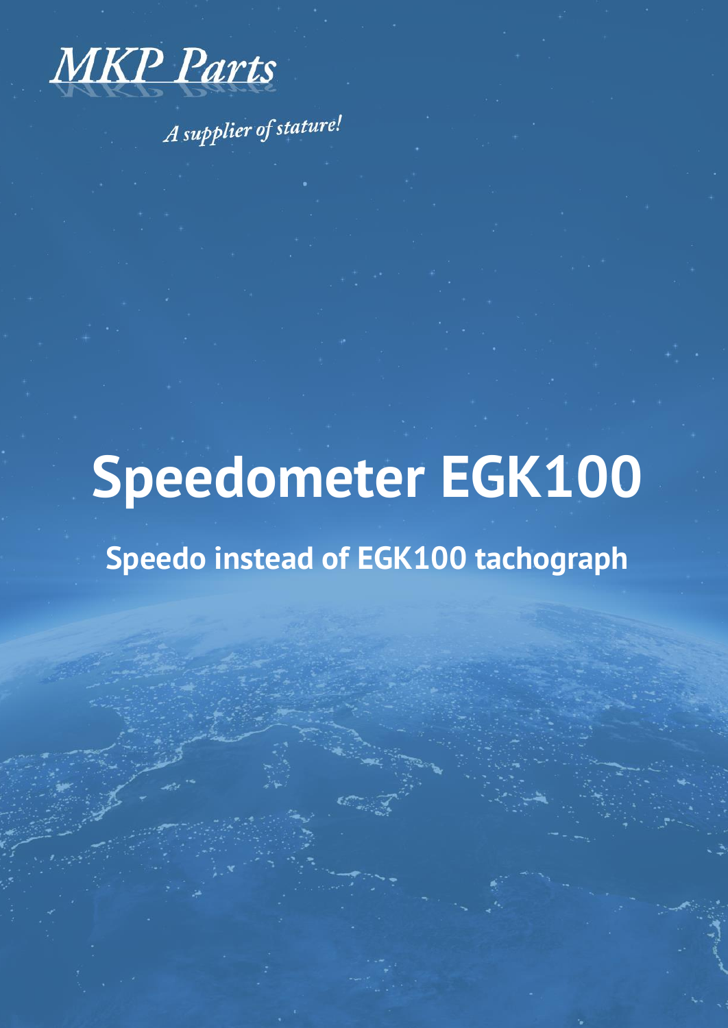MKP Parts

*A supplier of stature!*

# Speedometer EGK100

## Speedo instead of EGK100 tachograph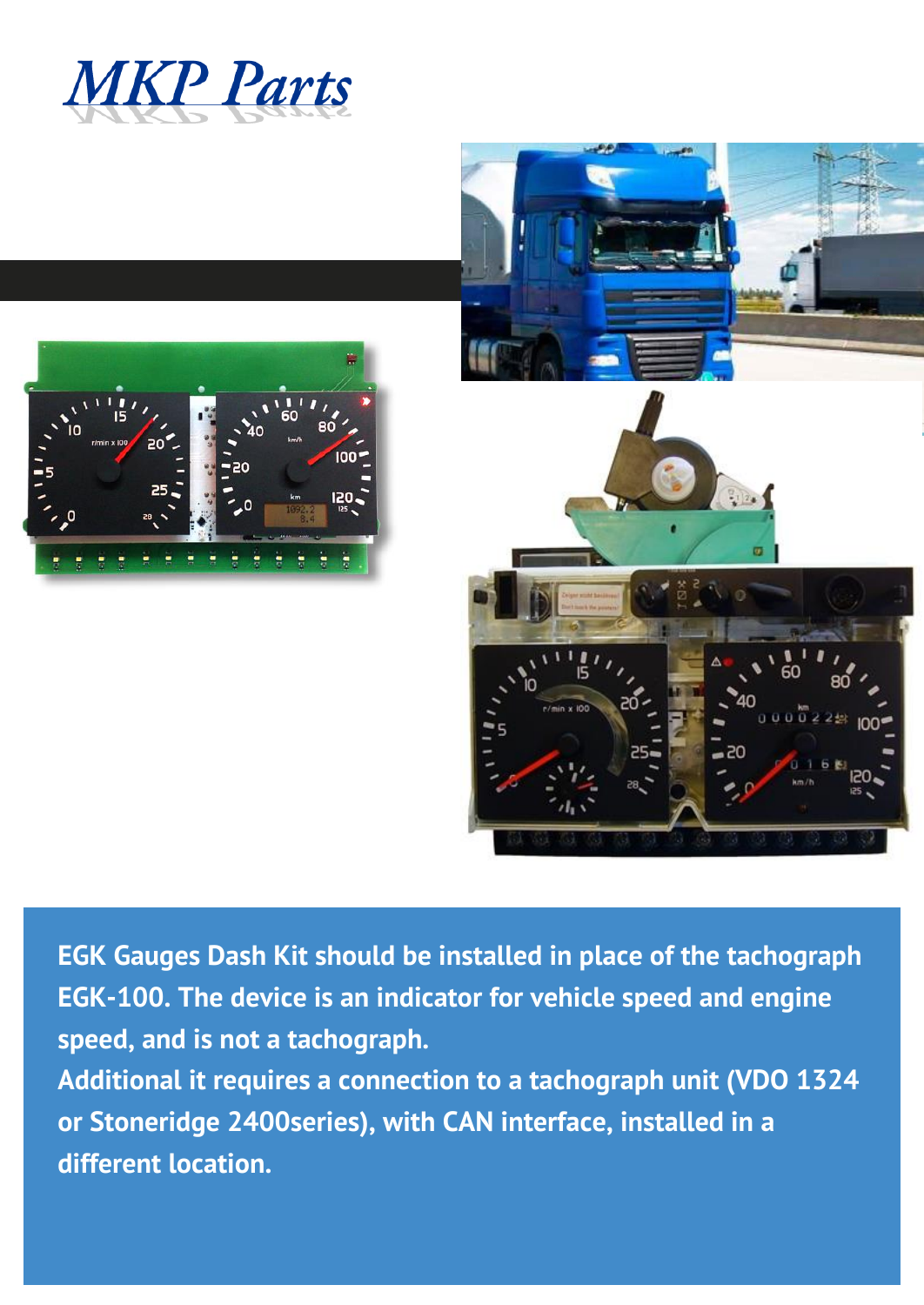MKP Parts

EGK Gauges Dash Kit should be installed in place of the tachograph EGK-100. The device is an indicator for vehicle speed and engine speed, and is not a tachograph.
Additional it requires a connection to a tachograph unit (VDO 1324 or Stoneridge 2400series), with CAN interface, installed in a different location.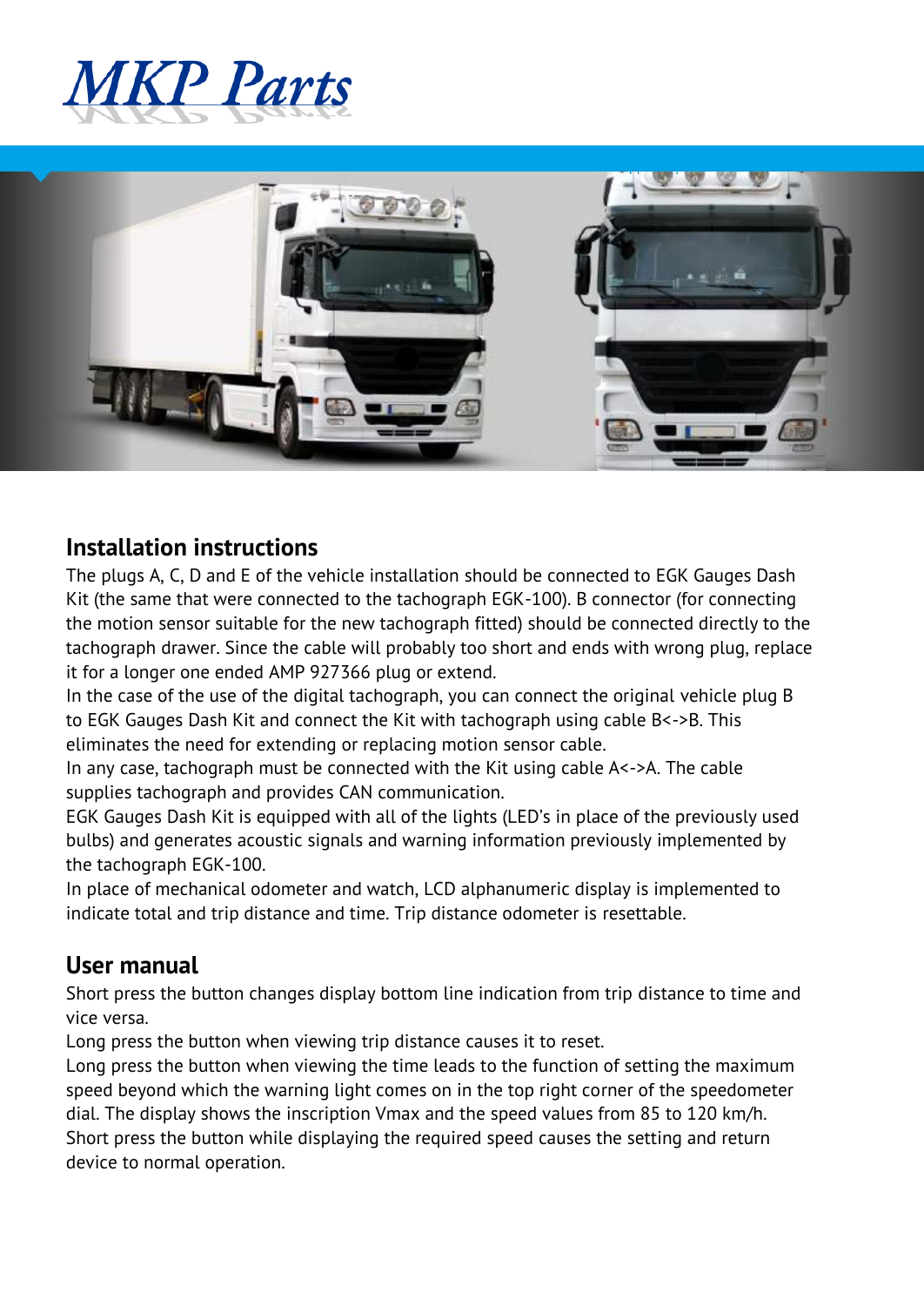## Installation instructions

The plugs A, C, D and E of the vehicle installation should be connected to EGK Gauges Dash Kit (the same that were connected to the tachograph EGK-100). B connector (for connecting the motion sensor suitable for the new tachograph fitted) should be connected directly to the tachograph drawer. Since the cable will probably too short and ends with wrong plug, replace it for a longer one ended AMP 927366 plug or extend.

In the case of the use of the digital tachograph, you can connect the original vehicle plug B to EGK Gauges Dash Kit and connect the Kit with tachograph using cable B<->B. This eliminates the need for extending or replacing motion sensor cable.

In any case, tachograph must be connected with the Kit using cable A<->A. The cable supplies tachograph and provides CAN communication.

EGK Gauges Dash Kit is equipped with all of the lights (LED's in place of the previously used bulbs) and generates acoustic signals and warning information previously implemented by the tachograph EGK-100.

In place of mechanical odometer and watch, LCD alphanumeric display is implemented to indicate total and trip distance and time. Trip distance odometer is resettable.

## User manual

Short press the button changes display bottom line indication from trip distance to time and vice versa.

Long press the button when viewing trip distance causes it to reset.

Long press the button when viewing the time leads to the function of setting the maximum speed beyond which the warning light comes on in the top right corner of the speedometer dial. The display shows the inscription Vmax and the speed values from 85 to 120 km/h.

Short press the button while displaying the required speed causes the setting and return device to normal operation.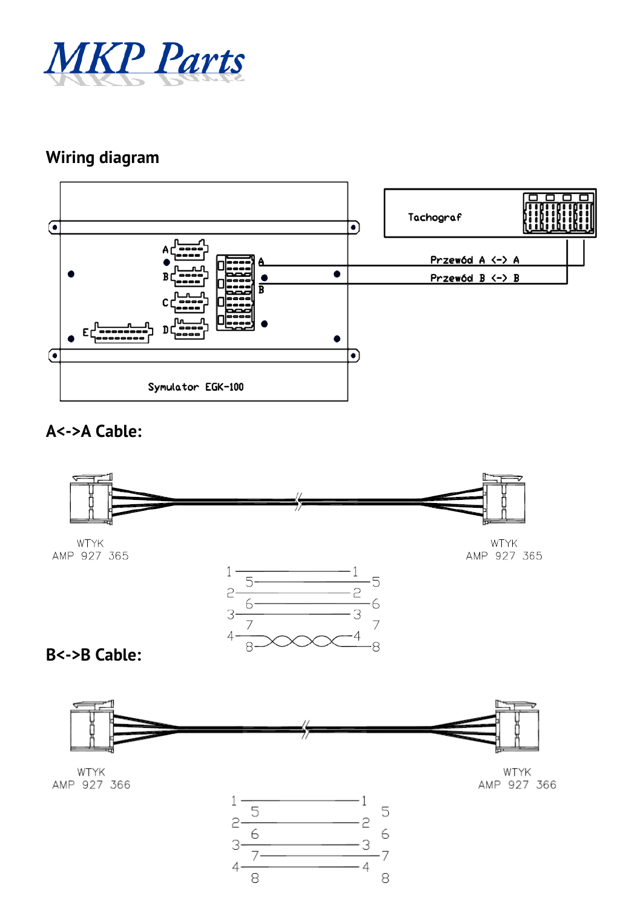# MKP Parts

## Wiring diagram

Tachograf

Przewód A <-> A

Przewód B <-> B

Symulator EGK-100

## A<->A Cable:

WTYK
AMP 927 365

WTYK
AMP 927 365

## B<->B Cable:

WTYK
AMP 927 366

WTYK
AMP 927 366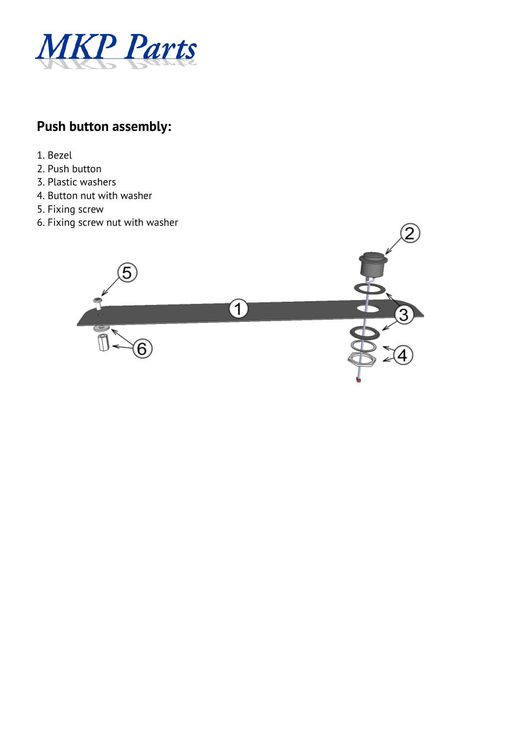MKP Parts

## Push button assembly:

1. Bezel
2. Push button
3. Plastic washers
4. Button nut with washer
5. Fixing screw
6. Fixing screw nut with washer